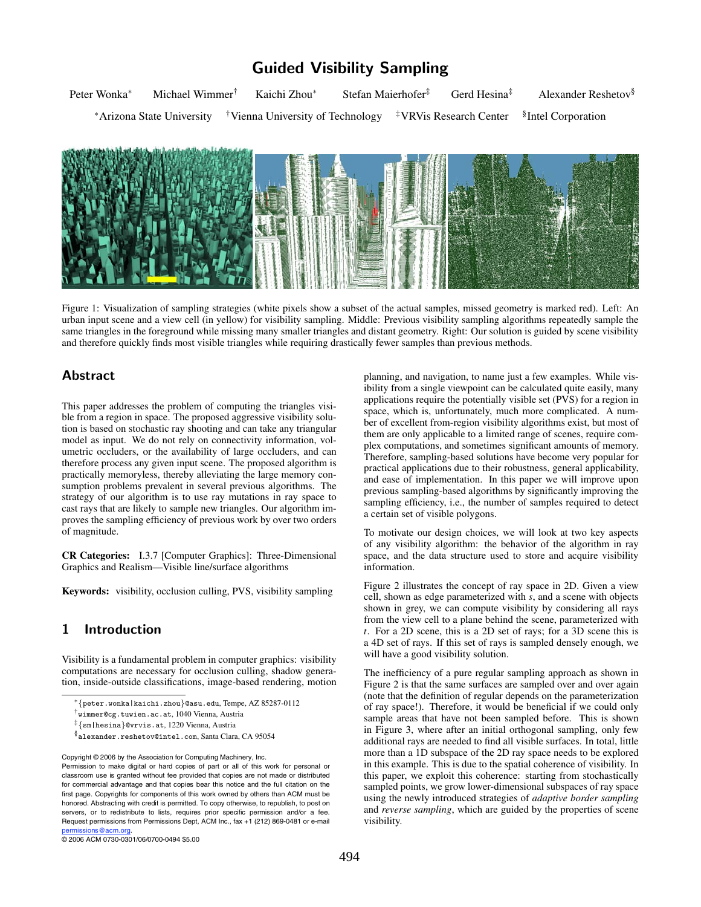# Guided Visibility Sampling

Peter Wonka[*] Michael Wimmer[†] Kaichi Zhou[*] Stefan Maierhofer[‡] Gerd Hesina[‡] Alexander Reshetov[§]

[*]Arizona State University [†]Vienna University of Technology [‡]VRVis Research Center [§]Intel Corporation

Figure 1: Visualization of sampling strategies (white pixels show a subset of the actual samples, missed geometry is marked red). Left: An urban input scene and a view cell (in yellow) for visibility sampling. Middle: Previous visibility sampling algorithms repeatedly sample the same triangles in the foreground while missing many smaller triangles and distant geometry. Right: Our solution is guided by scene visibility and therefore quickly finds most visible triangles while requiring drastically fewer samples than previous methods.

## Abstract

This paper addresses the problem of computing the triangles visible from a region in space. The proposed aggressive visibility solution is based on stochastic ray shooting and can take any triangular model as input. We do not rely on connectivity information, volumetric occluders, or the availability of large occluders, and can therefore process any given input scene. The proposed algorithm is practically memoryless, thereby alleviating the large memory consumption problems prevalent in several previous algorithms. The strategy of our algorithm is to use ray mutations in ray space to cast rays that are likely to sample new triangles. Our algorithm improves the sampling efficiency of previous work by over two orders of magnitude.

**CR Categories:** I.3.7 [Computer Graphics]: Three-Dimensional Graphics and Realism—Visible line/surface algorithms

**Keywords:** visibility, occlusion culling, PVS, visibility sampling

## 1 Introduction

Visibility is a fundamental problem in computer graphics: visibility computations are necessary for occlusion culling, shadow generation, inside-outside classifications, image-based rendering, motion planning, and navigation, to name just a few examples. While visibility from a single viewpoint can be calculated quite easily, many applications require the potentially visible set (PVS) for a region in space, which is, unfortunately, much more complicated. A number of excellent from-region visibility algorithms exist, but most of them are only applicable to a limited range of scenes, require complex computations, and sometimes significant amounts of memory. Therefore, sampling-based solutions have become very popular for practical applications due to their robustness, general applicability, and ease of implementation. In this paper we will improve upon previous sampling-based algorithms by significantly improving the sampling efficiency, i.e., the number of samples required to detect a certain set of visible polygons.

To motivate our design choices, we will look at two key aspects of any visibility algorithm: the behavior of the algorithm in ray space, and the data structure used to store and acquire visibility information.

Figure 2 illustrates the concept of ray space in 2D. Given a view cell, shown as edge parameterized with $s$, and a scene with objects shown in grey, we can compute visibility by considering all rays from the view cell to a plane behind the scene, parameterized with $t$. For a 2D scene, this is a 2D set of rays; for a 3D scene this is a 4D set of rays. If this set of rays is sampled densely enough, we will have a good visibility solution.

The inefficiency of a pure regular sampling approach as shown in Figure 2 is that the same surfaces are sampled over and over again (note that the definition of regular depends on the parameterization of ray space!). Therefore, it would be beneficial if we could only sample areas that have not been sampled before. This is shown in Figure 3, where after an initial orthogonal sampling, only few additional rays are needed to find all visible surfaces. In total, little more than a 1D subspace of the 2D ray space needs to be explored in this example. This is due to the spatial coherence of visibility. In this paper, we exploit this coherence: starting from stochastically sampled points, we grow lower-dimensional subspaces of ray space using the newly introduced strategies of *adaptive border sampling* and *reverse sampling*, which are guided by the properties of scene visibility.

[*]{peter.wonka|kaichi.zhou}@asu.edu, Tempe, AZ 85287-0112
[†]wimmer@cg.tuwien.ac.at, 1040 Vienna, Austria
[‡]{sm|hesina}@vrvis.at, 1220 Vienna, Austria
[§]alexander.reshetov@intel.com, Santa Clara, CA 95054

Copyright © 2006 by the Association for Computing Machinery, Inc.
Permission to make digital or hard copies of part or all of this work for personal or classroom use is granted without fee provided that copies are not made or distributed for commercial advantage and that copies bear this notice and the full citation on the first page. Copyrights for components of this work owned by others than ACM must be honored. Abstracting with credit is permitted. To copy otherwise, to republish, to post on servers, or to redistribute to lists, requires prior specific permission and/or a fee. Request permissions from Permissions Dept, ACM Inc., fax +1 (212) 869-0481 or e-mail permissions@acm.org.
© 2006 ACM 0730-0301/06/0700-0494 $5.00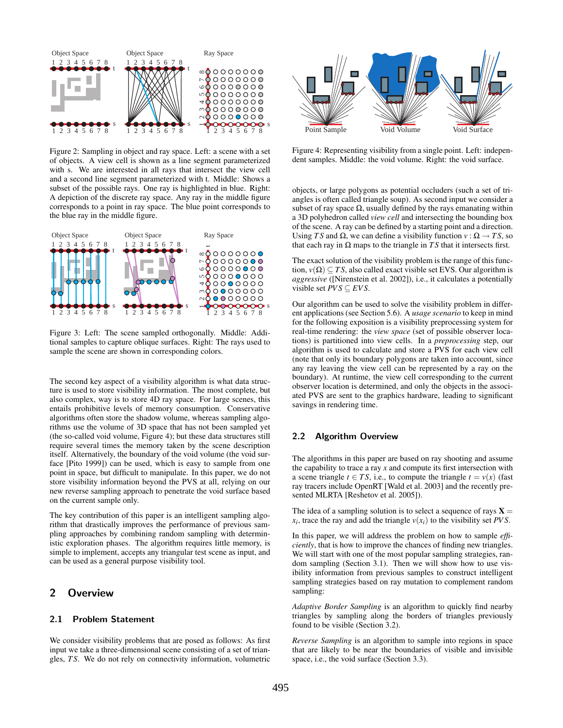Figure 2: Sampling in object and ray space. Left: a scene with a set of objects. A view cell is shown as a line segment parameterized with s. We are interested in all rays that intersect the view cell and a second line segment parameterized with t. Middle: Shows a subset of the possible rays. One ray is highlighted in blue. Right: A depiction of the discrete ray space. Any ray in the middle figure corresponds to a point in ray space. The blue point corresponds to the blue ray in the middle figure.

Figure 3: Left: The scene sampled orthogonally. Middle: Additional samples to capture oblique surfaces. Right: The rays used to sample the scene are shown in corresponding colors.

The second key aspect of a visibility algorithm is what data structure is used to store visibility information. The most complete, but also complex, way is to store 4D ray space. For large scenes, this entails prohibitive levels of memory consumption. Conservative algorithms often store the shadow volume, whereas sampling algorithms use the volume of 3D space that has not been sampled yet (the so-called void volume, Figure 4); but these data structures still require several times the memory taken by the scene description itself. Alternatively, the boundary of the void volume (the void surface [Pito 1999]) can be used, which is easy to sample from one point in space, but difficult to manipulate. In this paper, we do not store visibility information beyond the PVS at all, relying on our new reverse sampling approach to penetrate the void surface based on the current sample only.

The key contribution of this paper is an intelligent sampling algorithm that drastically improves the performance of previous sampling approaches by combining random sampling with deterministic exploration phases. The algorithm requires little memory, is simple to implement, accepts any triangular test scene as input, and can be used as a general purpose visibility tool.

## 2 Overview

### 2.1 Problem Statement

We consider visibility problems that are posed as follows: As first input we take a three-dimensional scene consisting of a set of triangles, $TS$. We do not rely on connectivity information, volumetric objects, or large polygons as potential occluders (such a set of triangles is often called triangle soup). As second input we consider a subset of ray space $\Omega$, usually defined by the rays emanating within a 3D polyhedron called *view cell* and intersecting the bounding box of the scene. A ray can be defined by a starting point and a direction. Using $TS$ and $\Omega$, we can define a visibility function $v : \Omega \rightarrow TS$, so that each ray in $\Omega$ maps to the triangle in $TS$ that it intersects first.

Figure 4: Representing visibility from a single point. Left: independent samples. Middle: the void volume. Right: the void surface.

The exact solution of the visibility problem is the range of this function, $v(\Omega) \subseteq TS$, also called exact visible set EVS. Our algorithm is *aggressive* ([Nirenstein et al. 2002]), i.e., it calculates a potentially visible set $PVS \subseteq EVS$.

Our algorithm can be used to solve the visibility problem in different applications (see Section 5.6). A *usage scenario* to keep in mind for the following exposition is a visibility preprocessing system for real-time rendering: the *view space* (set of possible observer locations) is partitioned into view cells. In a *preprocessing* step, our algorithm is used to calculate and store a PVS for each view cell (note that only its boundary polygons are taken into account, since any ray leaving the view cell can be represented by a ray on the boundary). At runtime, the view cell corresponding to the current observer location is determined, and only the objects in the associated PVS are sent to the graphics hardware, leading to significant savings in rendering time.

### 2.2 Algorithm Overview

The algorithms in this paper are based on ray shooting and assume the capability to trace a ray $x$ and compute its first intersection with a scene triangle $t \in TS$, i.e., to compute the triangle $t = v(x)$ (fast ray tracers include OpenRT [Wald et al. 2003] and the recently presented MLRTA [Reshetov et al. 2005]).

The idea of a sampling solution is to select a sequence of rays $\mathbf{X} = x_i$, trace the ray and add the triangle $v(x_i)$ to the visibility set $PVS$.

In this paper, we will address the problem on how to sample *efficiently*, that is how to improve the chances of finding new triangles. We will start with one of the most popular sampling strategies, random sampling (Section 3.1). Then we will show how to use visibility information from previous samples to construct intelligent sampling strategies based on ray mutation to complement random sampling:

*Adaptive Border Sampling* is an algorithm to quickly find nearby triangles by sampling along the borders of triangles previously found to be visible (Section 3.2).

*Reverse Sampling* is an algorithm to sample into regions in space that are likely to be near the boundaries of visible and invisible space, i.e., the void surface (Section 3.3).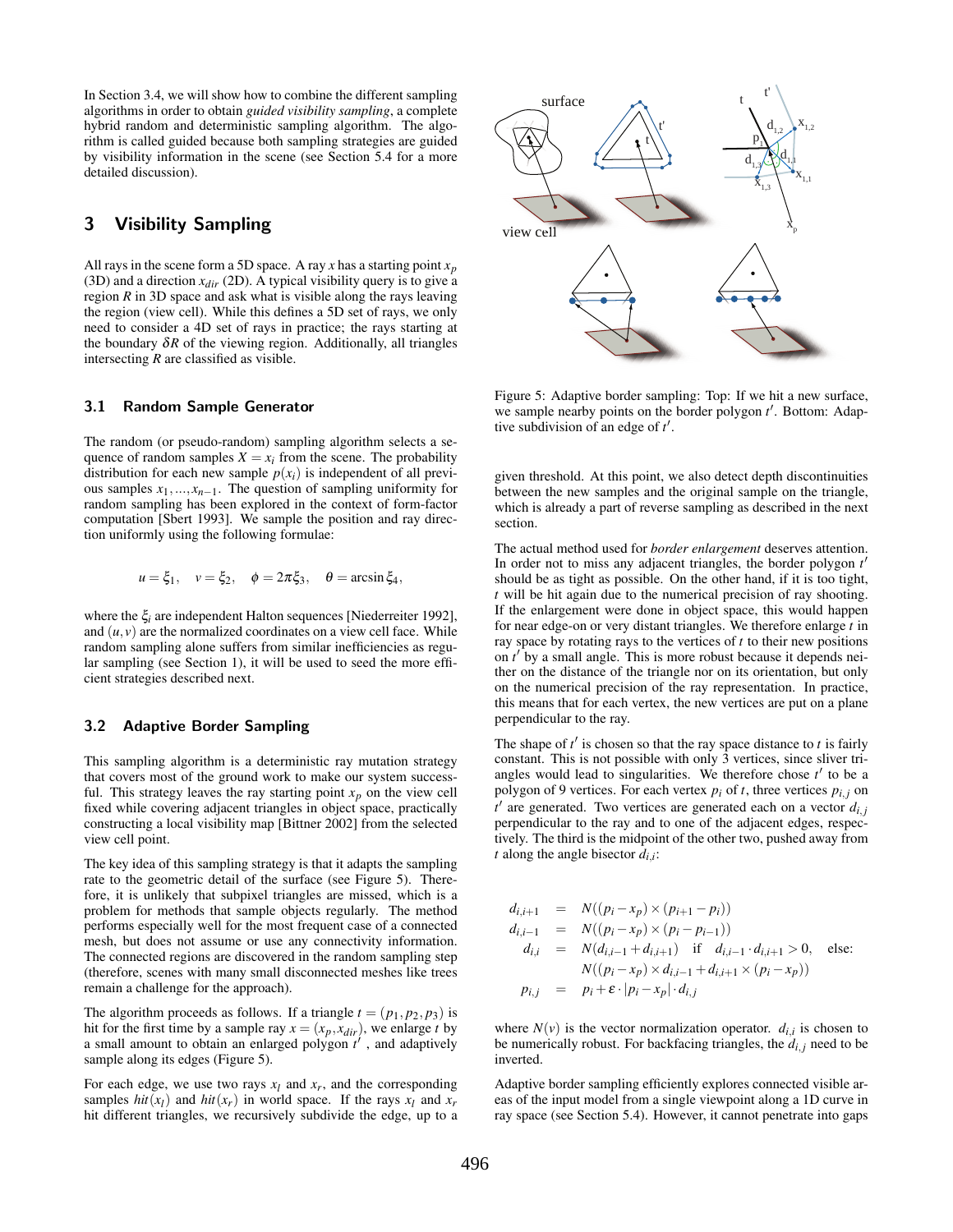In Section 3.4, we will show how to combine the different sampling algorithms in order to obtain *guided visibility sampling*, a complete hybrid random and deterministic sampling algorithm. The algorithm is called guided because both sampling strategies are guided by visibility information in the scene (see Section 5.4 for a more detailed discussion).

## 3 Visibility Sampling

All rays in the scene form a 5D space. A ray $x$ has a starting point $x_p$ (3D) and a direction $x_{dir}$ (2D). A typical visibility query is to give a region $R$ in 3D space and ask what is visible along the rays leaving the region (view cell). While this defines a 5D set of rays, we only need to consider a 4D set of rays in practice; the rays starting at the boundary $\delta R$ of the viewing region. Additionally, all triangles intersecting $R$ are classified as visible.

### 3.1 Random Sample Generator

The random (or pseudo-random) sampling algorithm selects a sequence of random samples $X = x_i$ from the scene. The probability distribution for each new sample $p(x_i)$ is independent of all previous samples $x_1, ..., x_{n-1}$. The question of sampling uniformity for random sampling has been explored in the context of form-factor computation [Sbert 1993]. We sample the position and ray direction uniformly using the following formulae:

$$u = \xi_1, \quad v = \xi_2, \quad \phi = 2\pi\xi_3, \quad \theta = \arcsin \xi_4,$$

where the $\xi_i$ are independent Halton sequences [Niederreiter 1992], and $(u, v)$ are the normalized coordinates on a view cell face. While random sampling alone suffers from similar inefficiencies as regular sampling (see Section 1), it will be used to seed the more efficient strategies described next.

### 3.2 Adaptive Border Sampling

This sampling algorithm is a deterministic ray mutation strategy that covers most of the ground work to make our system successful. This strategy leaves the ray starting point $x_p$ on the view cell fixed while covering adjacent triangles in object space, practically constructing a local visibility map [Bittner 2002] from the selected view cell point.

The key idea of this sampling strategy is that it adapts the sampling rate to the geometric detail of the surface (see Figure 5). Therefore, it is unlikely that subpixel triangles are missed, which is a problem for methods that sample objects regularly. The method performs especially well for the most frequent case of a connected mesh, but does not assume or use any connectivity information. The connected regions are discovered in the random sampling step (therefore, scenes with many small disconnected meshes like trees remain a challenge for the approach).

The algorithm proceeds as follows. If a triangle $t = (p_1, p_2, p_3)$ is hit for the first time by a sample ray $x = (x_p, x_{dir})$, we enlarge $t$ by a small amount to obtain an enlarged polygon $t'$, and adaptively sample along its edges (Figure 5).

For each edge, we use two rays $x_l$ and $x_r$, and the corresponding samples $hit(x_l)$ and $hit(x_r)$ in world space. If the rays $x_l$ and $x_r$ hit different triangles, we recursively subdivide the edge, up to a given threshold. At this point, we also detect depth discontinuities between the new samples and the original sample on the triangle, which is already a part of reverse sampling as described in the next section.

Figure 5: Adaptive border sampling: Top: If we hit a new surface, we sample nearby points on the border polygon $t'$. Bottom: Adaptive subdivision of an edge of $t'$.

The actual method used for *border enlargement* deserves attention. In order not to miss any adjacent triangles, the border polygon $t'$ should be as tight as possible. On the other hand, if it is too tight, $t$ will be hit again due to the numerical precision of ray shooting. If the enlargement were done in object space, this would happen for near edge-on or very distant triangles. We therefore enlarge $t$ in ray space by rotating rays to the vertices of $t$ to their new positions on $t'$ by a small angle. This is more robust because it depends neither on the distance of the triangle nor on its orientation, but only on the numerical precision of the ray representation. In practice, this means that for each vertex, the new vertices are put on a plane perpendicular to the ray.

The shape of $t'$ is chosen so that the ray space distance to $t$ is fairly constant. This is not possible with only 3 vertices, since sliver triangles would lead to singularities. We therefore chose $t'$ to be a polygon of 9 vertices. For each vertex $p_i$ of $t$, three vertices $p_{i,j}$ on $t'$ are generated. Two vertices are generated each on a vector $d_{i,j}$ perpendicular to the ray and to one of the adjacent edges, respectively. The third is the midpoint of the other two, pushed away from $t$ along the angle bisector $d_{i,i}$:

$$\begin{aligned}
d_{i,i+1} &= N((p_i - x_p) \times (p_{i+1} - p_i)) \\
d_{i,i-1} &= N((p_i - x_p) \times (p_i - p_{i-1})) \\
d_{i,i} &= N(d_{i,i-1} + d_{i,i+1}) \quad \text{if} \quad d_{i,i-1} \cdot d_{i,i+1} > 0, \quad \text{else:} \\
&\quad\; N((p_i - x_p) \times d_{i,i-1} + d_{i,i+1} \times (p_i - x_p)) \\
p_{i,j} &= p_i + \varepsilon \cdot |p_i - x_p| \cdot d_{i,j}
\end{aligned}$$

where $N(v)$ is the vector normalization operator. $d_{i,i}$ is chosen to be numerically robust. For backfacing triangles, the $d_{i,j}$ need to be inverted.

Adaptive border sampling efficiently explores connected visible areas of the input model from a single viewpoint along a 1D curve in ray space (see Section 5.4). However, it cannot penetrate into gaps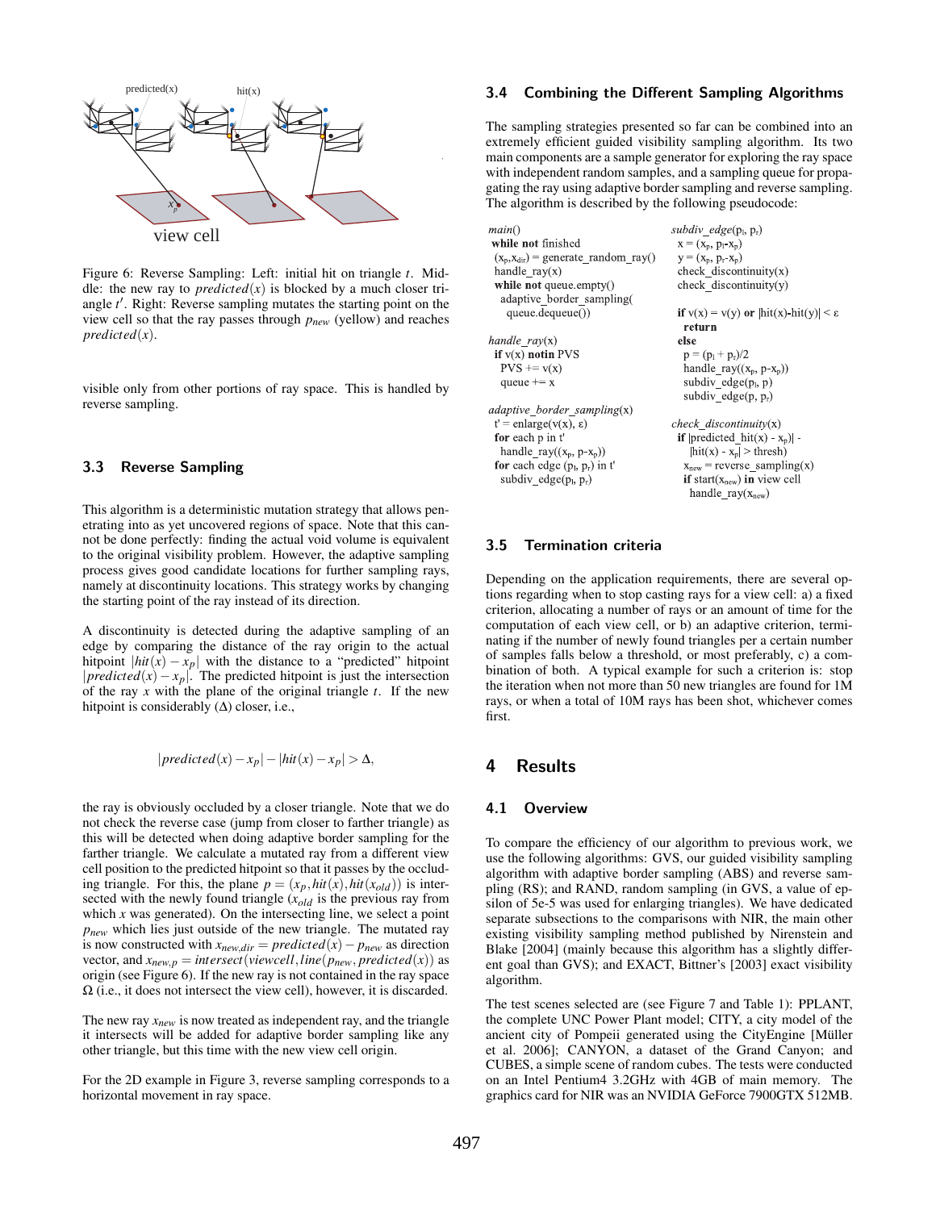Figure 6: Reverse Sampling: Left: initial hit on triangle $t$. Middle: the new ray to $predicted(x)$ is blocked by a much closer triangle $t'$. Right: Reverse sampling mutates the starting point on the view cell so that the ray passes through $p_{new}$ (yellow) and reaches $predicted(x)$.

visible only from other portions of ray space. This is handled by reverse sampling.

### 3.3 Reverse Sampling

This algorithm is a deterministic mutation strategy that allows penetrating into as yet uncovered regions of space. Note that this cannot be done perfectly: finding the actual void volume is equivalent to the original visibility problem. However, the adaptive sampling process gives good candidate locations for further sampling rays, namely at discontinuity locations. This strategy works by changing the starting point of the ray instead of its direction.

A discontinuity is detected during the adaptive sampling of an edge by comparing the distance of the ray origin to the actual hitpoint $|hit(x) - x_p|$ with the distance to a "predicted" hitpoint $|predicted(x) - x_p|$. The predicted hitpoint is just the intersection of the ray $x$ with the plane of the original triangle $t$. If the new hitpoint is considerably ($\Delta$) closer, i.e.,

$$|predicted(x) - x_p| - |hit(x) - x_p| > \Delta,$$

the ray is obviously occluded by a closer triangle. Note that we do not check the reverse case (jump from closer to farther triangle) as this will be detected when doing adaptive border sampling for the farther triangle. We calculate a mutated ray from a different view cell position to the predicted hitpoint so that it passes by the occluding triangle. For this, the plane $p = (x_p, hit(x), hit(x_{old}))$ is intersected with the newly found triangle ($x_{old}$ is the previous ray from which $x$ was generated). On the intersecting line, we select a point $p_{new}$ which lies just outside of the new triangle. The mutated ray is now constructed with $x_{new,dir} = predicted(x) - p_{new}$ as direction vector, and $x_{new,p} = intersect(viewcell, line(p_{new}, predicted(x))$ as origin (see Figure 6). If the new ray is not contained in the ray space $\Omega$ (i.e., it does not intersect the view cell), however, it is discarded.

The new ray $x_{new}$ is now treated as independent ray, and the triangle it intersects will be added for adaptive border sampling like any other triangle, but this time with the new view cell origin.

For the 2D example in Figure 3, reverse sampling corresponds to a horizontal movement in ray space.

### 3.4 Combining the Different Sampling Algorithms

The sampling strategies presented so far can be combined into an extremely efficient guided visibility sampling algorithm. Its two main components are a sample generator for exploring the ray space with independent random samples, and a sampling queue for propagating the ray using adaptive border sampling and reverse sampling. The algorithm is described by the following pseudocode:

```
main()
 while not finished
  (xp,xdir) = generate_random_ray()
  handle_ray(x)
  while not queue.empty()
   adaptive_border_sampling(
    queue.dequeue())

handle_ray(x)
 if v(x) notin PVS
  PVS += v(x)
  queue += x

adaptive_border_sampling(x)
 t' = enlarge(v(x), ε)
 for each p in t'
  handle_ray((xp, p-xp))
 for each edge (pl, pr) in t'
  subdiv_edge(pl, pr)

subdiv_edge(pl, pr)
 x = (xp, pl-xp)
 y = (xp, pr-xp)
 check_discontinuity(x)
 check_discontinuity(y)

 if v(x) = v(y) or |hit(x)-hit(y)| < ε
  return
 else
  p = (pl + pr)/2
  handle_ray((xp, p-xp))
  subdiv_edge(pl, p)
  subdiv_edge(p, pr)

check_discontinuity(x)
 if |predicted_hit(x) - xp)| -
   |hit(x) - xp| > thresh)
  xnew = reverse_sampling(x)
  if start(xnew) in view cell
   handle_ray(xnew)
```

### 3.5 Termination criteria

Depending on the application requirements, there are several options regarding when to stop casting rays for a view cell: a) a fixed criterion, allocating a number of rays or an amount of time for the computation of each view cell, or b) an adaptive criterion, terminating if the number of newly found triangles per a certain number of samples falls below a threshold, or most preferably, c) a combination of both. A typical example for such a criterion is: stop the iteration when not more than 50 new triangles are found for 1M rays, or when a total of 10M rays has been shot, whichever comes first.

## 4 Results

### 4.1 Overview

To compare the efficiency of our algorithm to previous work, we use the following algorithms: GVS, our guided visibility sampling algorithm with adaptive border sampling (ABS) and reverse sampling (RS); and RAND, random sampling (in GVS, a value of epsilon of 5e-5 was used for enlarging triangles). We have dedicated separate subsections to the comparisons with NIR, the main other existing visibility sampling method published by Nirenstein and Blake [2004] (mainly because this algorithm has a slightly different goal than GVS); and EXACT, Bittner's [2003] exact visibility algorithm.

The test scenes selected are (see Figure 7 and Table 1): PPLANT, the complete UNC Power Plant model; CITY, a city model of the ancient city of Pompeii generated using the CityEngine [Müller et al. 2006]; CANYON, a dataset of the Grand Canyon; and CUBES, a simple scene of random cubes. The tests were conducted on an Intel Pentium4 3.2GHz with 4GB of main memory. The graphics card for NIR was an NVIDIA GeForce 7900GTX 512MB.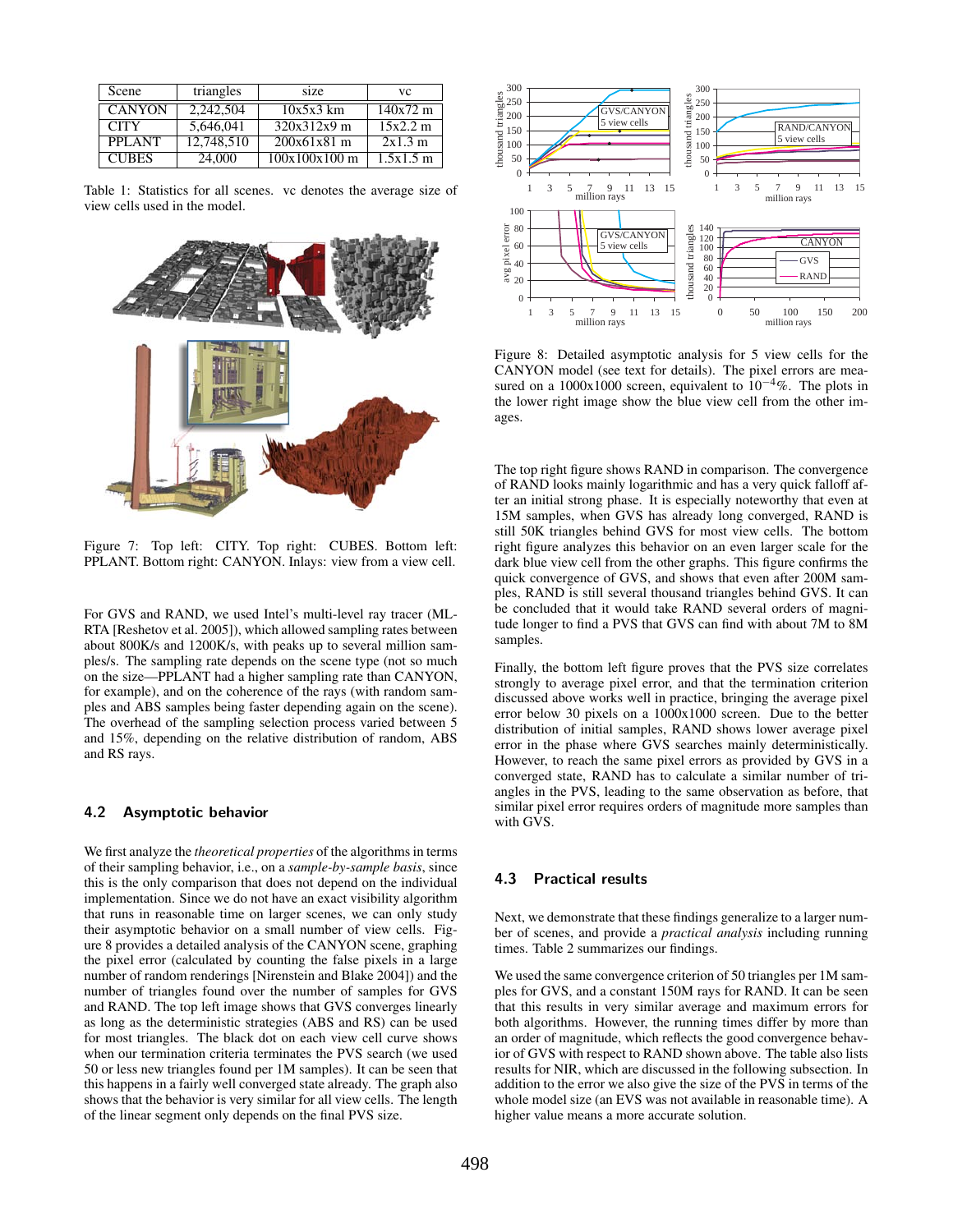| Scene | triangles | size | vc |
|---|---|---|---|
| CANYON | 2,242,504 | 10x5x3 km | 140x72 m |
| CITY | 5,646,041 | 320x312x9 m | 15x2.2 m |
| PPLANT | 12,748,510 | 200x61x81 m | 2x1.3 m |
| CUBES | 24,000 | 100x100x100 m | 1.5x1.5 m |

Table 1: Statistics for all scenes. vc denotes the average size of view cells used in the model.

Figure 7: Top left: CITY. Top right: CUBES. Bottom left: PPLANT. Bottom right: CANYON. Inlays: view from a view cell.

For GVS and RAND, we used Intel's multi-level ray tracer (MLRTA [Reshetov et al. 2005]), which allowed sampling rates between about 800K/s and 1200K/s, with peaks up to several million samples/s. The sampling rate depends on the scene type (not so much on the size—PPLANT had a higher sampling rate than CANYON, for example), and on the coherence of the rays (with random samples and ABS samples being faster depending again on the scene). The overhead of the sampling selection process varied between 5 and 15%, depending on the relative distribution of random, ABS and RS rays.

### 4.2 Asymptotic behavior

We first analyze the *theoretical properties* of the algorithms in terms of their sampling behavior, i.e., on a *sample-by-sample basis*, since this is the only comparison that does not depend on the individual implementation. Since we do not have an exact visibility algorithm that runs in reasonable time on larger scenes, we can only study their asymptotic behavior on a small number of view cells. Figure 8 provides a detailed analysis of the CANYON scene, graphing the pixel error (calculated by counting the false pixels in a large number of random renderings [Nirenstein and Blake 2004]) and the number of triangles found over the number of samples for GVS and RAND. The top left image shows that GVS converges linearly as long as the deterministic strategies (ABS and RS) can be used for most triangles. The black dot on each view cell curve shows when our termination criteria terminates the PVS search (we used 50 or less new triangles found per 1M samples). It can be seen that this happens in a fairly well converged state already. The graph also shows that the behavior is very similar for all view cells. The length of the linear segment only depends on the final PVS size.

Figure 8: Detailed asymptotic analysis for 5 view cells for the CANYON model (see text for details). The pixel errors are measured on a 1000x1000 screen, equivalent to $10^{-4}$%. The plots in the lower right image show the blue view cell from the other images.

The top right figure shows RAND in comparison. The convergence of RAND looks mainly logarithmic and has a very quick falloff after an initial strong phase. It is especially noteworthy that even at 15M samples, when GVS has already long converged, RAND is still 50K triangles behind GVS for most view cells. The bottom right figure analyzes this behavior on an even larger scale for the dark blue view cell from the other graphs. This figure confirms the quick convergence of GVS, and shows that even after 200M samples, RAND is still several thousand triangles behind GVS. It can be concluded that it would take RAND several orders of magnitude longer to find a PVS that GVS can find with about 7M to 8M samples.

Finally, the bottom left figure proves that the PVS size correlates strongly to average pixel error, and that the termination criterion discussed above works well in practice, bringing the average pixel error below 30 pixels on a 1000x1000 screen. Due to the better distribution of initial samples, RAND shows lower average pixel error in the phase where GVS searches mainly deterministically. However, to reach the same pixel errors as provided by GVS in a converged state, RAND has to calculate a similar number of triangles in the PVS, leading to the same observation as before, that similar pixel error requires orders of magnitude more samples than with GVS.

### 4.3 Practical results

Next, we demonstrate that these findings generalize to a larger number of scenes, and provide a *practical analysis* including running times. Table 2 summarizes our findings.

We used the same convergence criterion of 50 triangles per 1M samples for GVS, and a constant 150M rays for RAND. It can be seen that this results in very similar average and maximum errors for both algorithms. However, the running times differ by more than an order of magnitude, which reflects the good convergence behavior of GVS with respect to RAND shown above. The table also lists results for NIR, which are discussed in the following subsection. In addition to the error we also give the size of the PVS in terms of the whole model size (an EVS was not available in reasonable time). A higher value means a more accurate solution.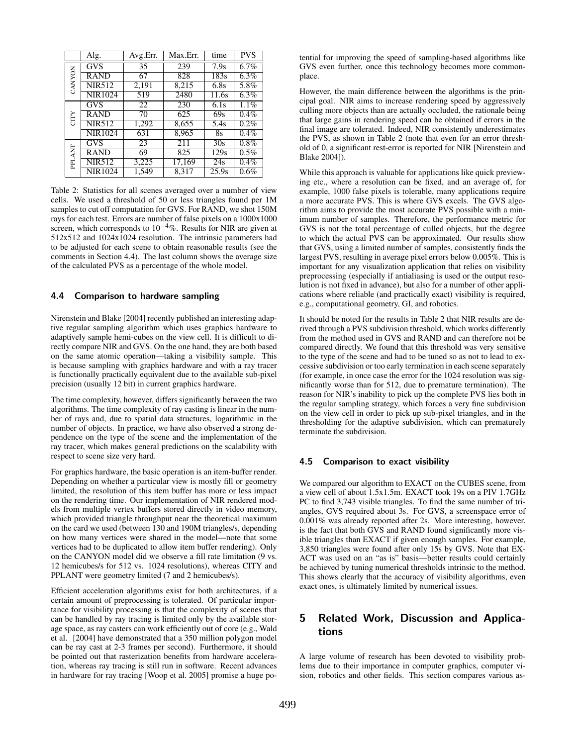| | Alg. | Avg.Err. | Max.Err. | time | PVS |
|---|---|---|---|---|---|
| CANYON | GVS | 35 | 239 | 7.9s | 6.7% |
| | RAND | 67 | 828 | 183s | 6.3% |
| | NIR512 | 2,191 | 8,215 | 6.8s | 5.8% |
| | NIR1024 | 519 | 2480 | 11.6s | 6.3% |
| CITY | GVS | 22 | 230 | 6.1s | 1.1% |
| | RAND | 70 | 625 | 69s | 0.4% |
| | NIR512 | 1,292 | 8,655 | 5.4s | 0.2% |
| | NIR1024 | 631 | 8,965 | 8s | 0.4% |
| PPLANT | GVS | 23 | 211 | 30s | 0.8% |
| | RAND | 69 | 825 | 129s | 0.5% |
| | NIR512 | 3,225 | 17,169 | 24s | 0.4% |
| | NIR1024 | 1,549 | 8,317 | 25.9s | 0.6% |

Table 2: Statistics for all scenes averaged over a number of view cells. We used a threshold of 50 or less triangles found per 1M samples to cut off computation for GVS. For RAND, we shot 150M rays for each test. Errors are number of false pixels on a 1000x1000 screen, which corresponds to $10^{-4}$%. Results for NIR are given at 512x512 and 1024x1024 resolution. The intrinsic parameters had to be adjusted for each scene to obtain reasonable results (see the comments in Section 4.4). The last column shows the average size of the calculated PVS as a percentage of the whole model.

### 4.4 Comparison to hardware sampling

Nirenstein and Blake [2004] recently published an interesting adaptive regular sampling algorithm which uses graphics hardware to adaptively sample hemi-cubes on the view cell. It is difficult to directly compare NIR and GVS. On the one hand, they are both based on the same atomic operation—taking a visibility sample. This is because sampling with graphics hardware and with a ray tracer is functionally practically equivalent due to the available sub-pixel precision (usually 12 bit) in current graphics hardware.

The time complexity, however, differs significantly between the two algorithms. The time complexity of ray casting is linear in the number of rays and, due to spatial data structures, logarithmic in the number of objects. In practice, we have also observed a strong dependence on the type of the scene and the implementation of the ray tracer, which makes general predictions on the scalability with respect to scene size very hard.

For graphics hardware, the basic operation is an item-buffer render. Depending on whether a particular view is mostly fill or geometry limited, the resolution of this item buffer has more or less impact on the rendering time. Our implementation of NIR rendered models from multiple vertex buffers stored directly in video memory, which provided triangle throughput near the theoretical maximum on the card we used (between 130 and 190M triangles/s, depending on how many vertices were shared in the model—note that some vertices had to be duplicated to allow item buffer rendering). Only on the CANYON model did we observe a fill rate limitation (9 vs. 12 hemicubes/s for 512 vs. 1024 resolutions), whereas CITY and PPLANT were geometry limited (7 and 2 hemicubes/s).

Efficient acceleration algorithms exist for both architectures, if a certain amount of preprocessing is tolerated. Of particular importance for visibility processing is that the complexity of scenes that can be handled by ray tracing is limited only by the available storage space, as ray casters can work efficiently out of core (e.g., Wald et al. [2004] have demonstrated that a 350 million polygon model can be ray cast at 2-3 frames per second). Furthermore, it should be pointed out that rasterization benefits from hardware acceleration, whereas ray tracing is still run in software. Recent advances in hardware for ray tracing [Woop et al. 2005] promise a huge potential for improving the speed of sampling-based algorithms like GVS even further, once this technology becomes more commonplace.

However, the main difference between the algorithms is the principal goal. NIR aims to increase rendering speed by aggressively culling more objects than are actually occluded, the rationale being that large gains in rendering speed can be obtained if errors in the final image are tolerated. Indeed, NIR consistently underestimates the PVS, as shown in Table 2 (note that even for an error threshold of 0, a significant rest-error is reported for NIR [Nirenstein and Blake 2004]).

While this approach is valuable for applications like quick previewing etc., where a resolution can be fixed, and an average of, for example, 1000 false pixels is tolerable, many applications require a more accurate PVS. This is where GVS excels. The GVS algorithm aims to provide the most accurate PVS possible with a minimum number of samples. Therefore, the performance metric for GVS is not the total percentage of culled objects, but the degree to which the actual PVS can be approximated. Our results show that GVS, using a limited number of samples, consistently finds the largest PVS, resulting in average pixel errors below 0.005%. This is important for any visualization application that relies on visibility preprocessing (especially if antialiasing is used or the output resolution is not fixed in advance), but also for a number of other applications where reliable (and practically exact) visibility is required, e.g., computational geometry, GI, and robotics.

It should be noted for the results in Table 2 that NIR results are derived through a PVS subdivision threshold, which works differently from the method used in GVS and RAND and can therefore not be compared directly. We found that this threshold was very sensitive to the type of the scene and had to be tuned so as not to lead to excessive subdivision or too early termination in each scene separately (for example, in once case the error for the 1024 resolution was significantly worse than for 512, due to premature termination). The reason for NIR's inability to pick up the complete PVS lies both in the regular sampling strategy, which forces a very fine subdivision on the view cell in order to pick up sub-pixel triangles, and in the thresholding for the adaptive subdivision, which can prematurely terminate the subdivision.

### 4.5 Comparison to exact visibility

We compared our algorithm to EXACT on the CUBES scene, from a view cell of about 1.5x1.5m. EXACT took 19s on a PIV 1.7GHz PC to find 3,743 visible triangles. To find the same number of triangles, GVS required about 3s. For GVS, a screenspace error of 0.001% was already reported after 2s. More interesting, however, is the fact that both GVS and RAND found significantly more visible triangles than EXACT if given enough samples. For example, 3,850 triangles were found after only 15s by GVS. Note that EXACT was used on an "as is" basis—better results could certainly be achieved by tuning numerical thresholds intrinsic to the method. This shows clearly that the accuracy of visibility algorithms, even exact ones, is ultimately limited by numerical issues.

## 5 Related Work, Discussion and Applications

A large volume of research has been devoted to visibility problems due to their importance in computer graphics, computer vision, robotics and other fields. This section compares various as-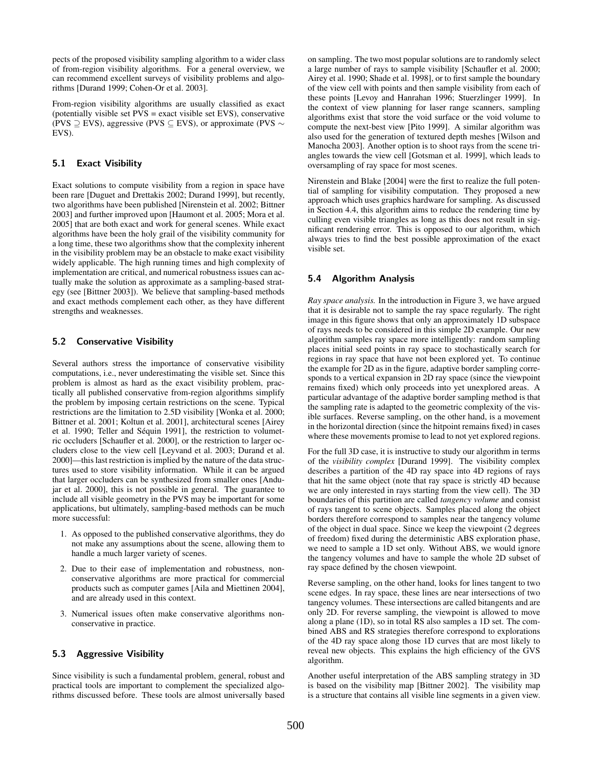pects of the proposed visibility sampling algorithm to a wider class of from-region visibility algorithms. For a general overview, we can recommend excellent surveys of visibility problems and algorithms [Durand 1999; Cohen-Or et al. 2003].

From-region visibility algorithms are usually classified as exact (potentially visible set PVS = exact visible set EVS), conservative (PVS $\supseteq$ EVS), aggressive (PVS $\subseteq$ EVS), or approximate (PVS $\sim$ EVS).

### 5.1 Exact Visibility

Exact solutions to compute visibility from a region in space have been rare [Duguet and Drettakis 2002; Durand 1999], but recently, two algorithms have been published [Nirenstein et al. 2002; Bittner 2003] and further improved upon [Haumont et al. 2005; Mora et al. 2005] that are both exact and work for general scenes. While exact algorithms have been the holy grail of the visibility community for a long time, these two algorithms show that the complexity inherent in the visibility problem may be an obstacle to make exact visibility widely applicable. The high running times and high complexity of implementation are critical, and numerical robustness issues can actually make the solution as approximate as a sampling-based strategy (see [Bittner 2003]). We believe that sampling-based methods and exact methods complement each other, as they have different strengths and weaknesses.

### 5.2 Conservative Visibility

Several authors stress the importance of conservative visibility computations, i.e., never underestimating the visible set. Since this problem is almost as hard as the exact visibility problem, practically all published conservative from-region algorithms simplify the problem by imposing certain restrictions on the scene. Typical restrictions are the limitation to 2.5D visibility [Wonka et al. 2000; Bittner et al. 2001; Koltun et al. 2001], architectural scenes [Airey et al. 1990; Teller and Séquin 1991], the restriction to volumetric occluders [Schaufler et al. 2000], or the restriction to larger occluders close to the view cell [Leyvand et al. 2003; Durand et al. 2000]—this last restriction is implied by the nature of the data structures used to store visibility information. While it can be argued that larger occluders can be synthesized from smaller ones [Andujar et al. 2000], this is not possible in general. The guarantee to include all visible geometry in the PVS may be important for some applications, but ultimately, sampling-based methods can be much more successful:

1. As opposed to the published conservative algorithms, they do not make any assumptions about the scene, allowing them to handle a much larger variety of scenes.
2. Due to their ease of implementation and robustness, non-conservative algorithms are more practical for commercial products such as computer games [Aila and Miettinen 2004], and are already used in this context.
3. Numerical issues often make conservative algorithms non-conservative in practice.

### 5.3 Aggressive Visibility

Since visibility is such a fundamental problem, general, robust and practical tools are important to complement the specialized algorithms discussed before. These tools are almost universally based on sampling. The two most popular solutions are to randomly select a large number of rays to sample visibility [Schaufler et al. 2000; Airey et al. 1990; Shade et al. 1998], or to first sample the boundary of the view cell with points and then sample visibility from each of these points [Levoy and Hanrahan 1996; Stuerzlinger 1999]. In the context of view planning for laser range scanners, sampling algorithms exist that store the void surface or the void volume to compute the next-best view [Pito 1999]. A similar algorithm was also used for the generation of textured depth meshes [Wilson and Manocha 2003]. Another option is to shoot rays from the scene triangles towards the view cell [Gotsman et al. 1999], which leads to oversampling of ray space for most scenes.

Nirenstein and Blake [2004] were the first to realize the full potential of sampling for visibility computation. They proposed a new approach which uses graphics hardware for sampling. As discussed in Section 4.4, this algorithm aims to reduce the rendering time by culling even visible triangles as long as this does not result in significant rendering error. This is opposed to our algorithm, which always tries to find the best possible approximation of the exact visible set.

### 5.4 Algorithm Analysis

*Ray space analysis.* In the introduction in Figure 3, we have argued that it is desirable not to sample the ray space regularly. The right image in this figure shows that only an approximately 1D subspace of rays needs to be considered in this simple 2D example. Our new algorithm samples ray space more intelligently: random sampling places initial seed points in ray space to stochastically search for regions in ray space that have not been explored yet. To continue the example for 2D as in the figure, adaptive border sampling corresponds to a vertical expansion in 2D ray space (since the viewpoint remains fixed) which only proceeds into yet unexplored areas. A particular advantage of the adaptive border sampling method is that the sampling rate is adapted to the geometric complexity of the visible surfaces. Reverse sampling, on the other hand, is a movement in the horizontal direction (since the hitpoint remains fixed) in cases where these movements promise to lead to not yet explored regions.

For the full 3D case, it is instructive to study our algorithm in terms of the *visibility complex* [Durand 1999]. The visibility complex describes a partition of the 4D ray space into 4D regions of rays that hit the same object (note that ray space is strictly 4D because we are only interested in rays starting from the view cell). The 3D boundaries of this partition are called *tangency volume* and consist of rays tangent to scene objects. Samples placed along the object borders therefore correspond to samples near the tangency volume of the object in dual space. Since we keep the viewpoint (2 degrees of freedom) fixed during the deterministic ABS exploration phase, we need to sample a 1D set only. Without ABS, we would ignore the tangency volumes and have to sample the whole 2D subset of ray space defined by the chosen viewpoint.

Reverse sampling, on the other hand, looks for lines tangent to two scene edges. In ray space, these lines are near intersections of two tangency volumes. These intersections are called bitangents and are only 2D. For reverse sampling, the viewpoint is allowed to move along a plane (1D), so in total RS also samples a 1D set. The combined ABS and RS strategies therefore correspond to explorations of the 4D ray space along those 1D curves that are most likely to reveal new objects. This explains the high efficiency of the GVS algorithm.

Another useful interpretation of the ABS sampling strategy in 3D is based on the visibility map [Bittner 2002]. The visibility map is a structure that contains all visible line segments in a given view.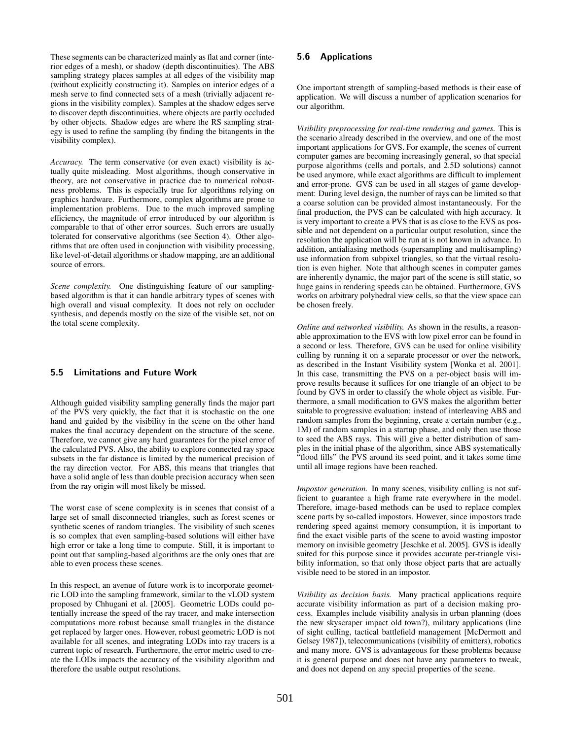These segments can be characterized mainly as flat and corner (interior edges of a mesh), or shadow (depth discontinuities). The ABS sampling strategy places samples at all edges of the visibility map (without explicitly constructing it). Samples on interior edges of a mesh serve to find connected sets of a mesh (trivially adjacent regions in the visibility complex). Samples at the shadow edges serve to discover depth discontinuities, where objects are partly occluded by other objects. Shadow edges are where the RS sampling strategy is used to refine the sampling (by finding the bitangents in the visibility complex).

*Accuracy.* The term conservative (or even exact) visibility is actually quite misleading. Most algorithms, though conservative in theory, are not conservative in practice due to numerical robustness problems. This is especially true for algorithms relying on graphics hardware. Furthermore, complex algorithms are prone to implementation problems. Due to the much improved sampling efficiency, the magnitude of error introduced by our algorithm is comparable to that of other error sources. Such errors are usually tolerated for conservative algorithms (see Section 4). Other algorithms that are often used in conjunction with visibility processing, like level-of-detail algorithms or shadow mapping, are an additional source of errors.

*Scene complexity.* One distinguishing feature of our sampling-based algorithm is that it can handle arbitrary types of scenes with high overall and visual complexity. It does not rely on occluder synthesis, and depends mostly on the size of the visible set, not on the total scene complexity.

### 5.5 Limitations and Future Work

Although guided visibility sampling generally finds the major part of the PVS very quickly, the fact that it is stochastic on the one hand and guided by the visibility in the scene on the other hand makes the final accuracy dependent on the structure of the scene. Therefore, we cannot give any hard guarantees for the pixel error of the calculated PVS. Also, the ability to explore connected ray space subsets in the far distance is limited by the numerical precision of the ray direction vector. For ABS, this means that triangles that have a solid angle of less than double precision accuracy when seen from the ray origin will most likely be missed.

The worst case of scene complexity is in scenes that consist of a large set of small disconnected triangles, such as forest scenes or synthetic scenes of random triangles. The visibility of such scenes is so complex that even sampling-based solutions will either have high error or take a long time to compute. Still, it is important to point out that sampling-based algorithms are the only ones that are able to even process these scenes.

In this respect, an avenue of future work is to incorporate geometric LOD into the sampling framework, similar to the vLOD system proposed by Chhugani et al. [2005]. Geometric LODs could potentially increase the speed of the ray tracer, and make intersection computations more robust because small triangles in the distance get replaced by larger ones. However, robust geometric LOD is not available for all scenes, and integrating LODs into ray tracers is a current topic of research. Furthermore, the error metric used to create the LODs impacts the accuracy of the visibility algorithm and therefore the usable output resolutions.

### 5.6 Applications

One important strength of sampling-based methods is their ease of application. We will discuss a number of application scenarios for our algorithm.

*Visibility preprocessing for real-time rendering and games.* This is the scenario already described in the overview, and one of the most important applications for GVS. For example, the scenes of current computer games are becoming increasingly general, so that special purpose algorithms (cells and portals, and 2.5D solutions) cannot be used anymore, while exact algorithms are difficult to implement and error-prone. GVS can be used in all stages of game development: During level design, the number of rays can be limited so that a coarse solution can be provided almost instantaneously. For the final production, the PVS can be calculated with high accuracy. It is very important to create a PVS that is as close to the EVS as possible and not dependent on a particular output resolution, since the resolution the application will be run at is not known in advance. In addition, antialiasing methods (supersampling and multisampling) use information from subpixel triangles, so that the virtual resolution is even higher. Note that although scenes in computer games are inherently dynamic, the major part of the scene is still static, so huge gains in rendering speeds can be obtained. Furthermore, GVS works on arbitrary polyhedral view cells, so that the view space can be chosen freely.

*Online and networked visibility.* As shown in the results, a reasonable approximation to the EVS with low pixel error can be found in a second or less. Therefore, GVS can be used for online visibility culling by running it on a separate processor or over the network, as described in the Instant Visibility system [Wonka et al. 2001]. In this case, transmitting the PVS on a per-object basis will improve results because it suffices for one triangle of an object to be found by GVS in order to classify the whole object as visible. Furthermore, a small modification to GVS makes the algorithm better suitable to progressive evaluation: instead of interleaving ABS and random samples from the beginning, create a certain number (e.g., 1M) of random samples in a startup phase, and only then use those to seed the ABS rays. This will give a better distribution of samples in the initial phase of the algorithm, since ABS systematically "flood fills" the PVS around its seed point, and it takes some time until all image regions have been reached.

*Impostor generation.* In many scenes, visibility culling is not sufficient to guarantee a high frame rate everywhere in the model. Therefore, image-based methods can be used to replace complex scene parts by so-called impostors. However, since impostors trade rendering speed against memory consumption, it is important to find the exact visible parts of the scene to avoid wasting impostor memory on invisible geometry [Jeschke et al. 2005]. GVS is ideally suited for this purpose since it provides accurate per-triangle visibility information, so that only those object parts that are actually visible need to be stored in an impostor.

*Visibility as decision basis.* Many practical applications require accurate visibility information as part of a decision making process. Examples include visibility analysis in urban planning (does the new skyscraper impact old town?), military applications (line of sight culling, tactical battlefield management [McDermott and Gelsey 1987]), telecommunications (visibility of emitters), robotics and many more. GVS is advantageous for these problems because it is general purpose and does not have any parameters to tweak, and does not depend on any special properties of the scene.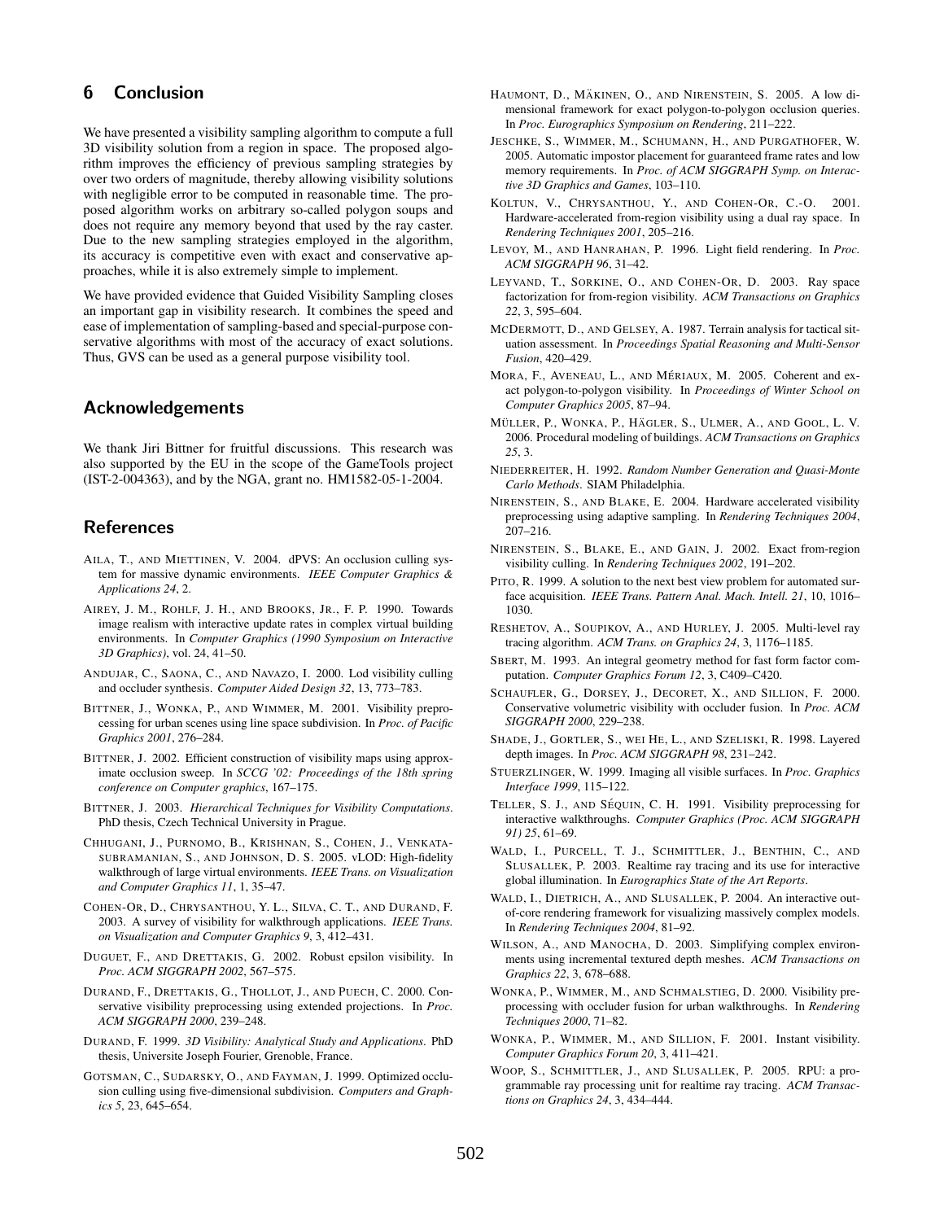## 6 Conclusion

We have presented a visibility sampling algorithm to compute a full 3D visibility solution from a region in space. The proposed algorithm improves the efficiency of previous sampling strategies by over two orders of magnitude, thereby allowing visibility solutions with negligible error to be computed in reasonable time. The proposed algorithm works on arbitrary so-called polygon soups and does not require any memory beyond that used by the ray caster. Due to the new sampling strategies employed in the algorithm, its accuracy is competitive even with exact and conservative approaches, while it is also extremely simple to implement.

We have provided evidence that Guided Visibility Sampling closes an important gap in visibility research. It combines the speed and ease of implementation of sampling-based and special-purpose conservative algorithms with most of the accuracy of exact solutions. Thus, GVS can be used as a general purpose visibility tool.

## Acknowledgements

We thank Jiri Bittner for fruitful discussions. This research was also supported by the EU in the scope of the GameTools project (IST-2-004363), and by the NGA, grant no. HM1582-05-1-2004.

## References

AILA, T., AND MIETTINEN, V. 2004. dPVS: An occlusion culling system for massive dynamic environments. *IEEE Computer Graphics & Applications 24*, 2.

AIREY, J. M., ROHLF, J. H., AND BROOKS, JR., F. P. 1990. Towards image realism with interactive update rates in complex virtual building environments. In *Computer Graphics (1990 Symposium on Interactive 3D Graphics)*, vol. 24, 41–50.

ANDUJAR, C., SAONA, C., AND NAVAZO, I. 2000. Lod visibility culling and occluder synthesis. *Computer Aided Design 32*, 13, 773–783.

BITTNER, J., WONKA, P., AND WIMMER, M. 2001. Visibility preprocessing for urban scenes using line space subdivision. In *Proc. of Pacific Graphics 2001*, 276–284.

BITTNER, J. 2002. Efficient construction of visibility maps using approximate occlusion sweep. In *SCCG '02: Proceedings of the 18th spring conference on Computer graphics*, 167–175.

BITTNER, J. 2003. *Hierarchical Techniques for Visibility Computations*. PhD thesis, Czech Technical University in Prague.

CHHUGANI, J., PURNOMO, B., KRISHNAN, S., COHEN, J., VENKATASUBRAMANIAN, S., AND JOHNSON, D. S. 2005. vLOD: High-fidelity walkthrough of large virtual environments. *IEEE Trans. on Visualization and Computer Graphics 11*, 1, 35–47.

COHEN-OR, D., CHRYSANTHOU, Y. L., SILVA, C. T., AND DURAND, F. 2003. A survey of visibility for walkthrough applications. *IEEE Trans. on Visualization and Computer Graphics 9*, 3, 412–431.

DUGUET, F., AND DRETTAKIS, G. 2002. Robust epsilon visibility. In *Proc. ACM SIGGRAPH 2002*, 567–575.

DURAND, F., DRETTAKIS, G., THOLLOT, J., AND PUECH, C. 2000. Conservative visibility preprocessing using extended projections. In *Proc. ACM SIGGRAPH 2000*, 239–248.

DURAND, F. 1999. *3D Visibility: Analytical Study and Applications*. PhD thesis, Universite Joseph Fourier, Grenoble, France.

GOTSMAN, C., SUDARSKY, O., AND FAYMAN, J. 1999. Optimized occlusion culling using five-dimensional subdivision. *Computers and Graphics 5*, 23, 645–654.

HAUMONT, D., MÄKINEN, O., AND NIRENSTEIN, S. 2005. A low dimensional framework for exact polygon-to-polygon occlusion queries. In *Proc. Eurographics Symposium on Rendering*, 211–222.

JESCHKE, S., WIMMER, M., SCHUMANN, H., AND PURGATHOFER, W. 2005. Automatic impostor placement for guaranteed frame rates and low memory requirements. In *Proc. of ACM SIGGRAPH Symp. on Interactive 3D Graphics and Games*, 103–110.

KOLTUN, V., CHRYSANTHOU, Y., AND COHEN-OR, C.-O. 2001. Hardware-accelerated from-region visibility using a dual ray space. In *Rendering Techniques 2001*, 205–216.

LEVOY, M., AND HANRAHAN, P. 1996. Light field rendering. In *Proc. ACM SIGGRAPH 96*, 31–42.

LEYVAND, T., SORKINE, O., AND COHEN-OR, D. 2003. Ray space factorization for from-region visibility. *ACM Transactions on Graphics 22*, 3, 595–604.

MCDERMOTT, D., AND GELSEY, A. 1987. Terrain analysis for tactical situation assessment. In *Proceedings Spatial Reasoning and Multi-Sensor Fusion*, 420–429.

MORA, F., AVENEAU, L., AND MÉRIAUX, M. 2005. Coherent and exact polygon-to-polygon visibility. In *Proceedings of Winter School on Computer Graphics 2005*, 87–94.

MÜLLER, P., WONKA, P., HÄGLER, S., ULMER, A., AND GOOL, L. V. 2006. Procedural modeling of buildings. *ACM Transactions on Graphics 25*, 3.

NIEDERREITER, H. 1992. *Random Number Generation and Quasi-Monte Carlo Methods*. SIAM Philadelphia.

NIRENSTEIN, S., AND BLAKE, E. 2004. Hardware accelerated visibility preprocessing using adaptive sampling. In *Rendering Techniques 2004*, 207–216.

NIRENSTEIN, S., BLAKE, E., AND GAIN, J. 2002. Exact from-region visibility culling. In *Rendering Techniques 2002*, 191–202.

PITO, R. 1999. A solution to the next best view problem for automated surface acquisition. *IEEE Trans. Pattern Anal. Mach. Intell. 21*, 10, 1016–1030.

RESHETOV, A., SOUPIKOV, A., AND HURLEY, J. 2005. Multi-level ray tracing algorithm. *ACM Trans. on Graphics 24*, 3, 1176–1185.

SBERT, M. 1993. An integral geometry method for fast form factor computation. *Computer Graphics Forum 12*, 3, C409–C420.

SCHAUFLER, G., DORSEY, J., DECORET, X., AND SILLION, F. 2000. Conservative volumetric visibility with occluder fusion. In *Proc. ACM SIGGRAPH 2000*, 229–238.

SHADE, J., GORTLER, S., WEI HE, L., AND SZELISKI, R. 1998. Layered depth images. In *Proc. ACM SIGGRAPH 98*, 231–242.

STUERZLINGER, W. 1999. Imaging all visible surfaces. In *Proc. Graphics Interface 1999*, 115–122.

TELLER, S. J., AND SÉQUIN, C. H. 1991. Visibility preprocessing for interactive walkthroughs. *Computer Graphics (Proc. ACM SIGGRAPH 91) 25*, 61–69.

WALD, I., PURCELL, T. J., SCHMITTLER, J., BENTHIN, C., AND SLUSALLEK, P. 2003. Realtime ray tracing and its use for interactive global illumination. In *Eurographics State of the Art Reports*.

WALD, I., DIETRICH, A., AND SLUSALLEK, P. 2004. An interactive out-of-core rendering framework for visualizing massively complex models. In *Rendering Techniques 2004*, 81–92.

WILSON, A., AND MANOCHA, D. 2003. Simplifying complex environments using incremental textured depth meshes. *ACM Transactions on Graphics 22*, 3, 678–688.

WONKA, P., WIMMER, M., AND SCHMALSTIEG, D. 2000. Visibility preprocessing with occluder fusion for urban walkthroughs. In *Rendering Techniques 2000*, 71–82.

WONKA, P., WIMMER, M., AND SILLION, F. 2001. Instant visibility. *Computer Graphics Forum 20*, 3, 411–421.

WOOP, S., SCHMITTLER, J., AND SLUSALLEK, P. 2005. RPU: a programmable ray processing unit for realtime ray tracing. *ACM Transactions on Graphics 24*, 3, 434–444.